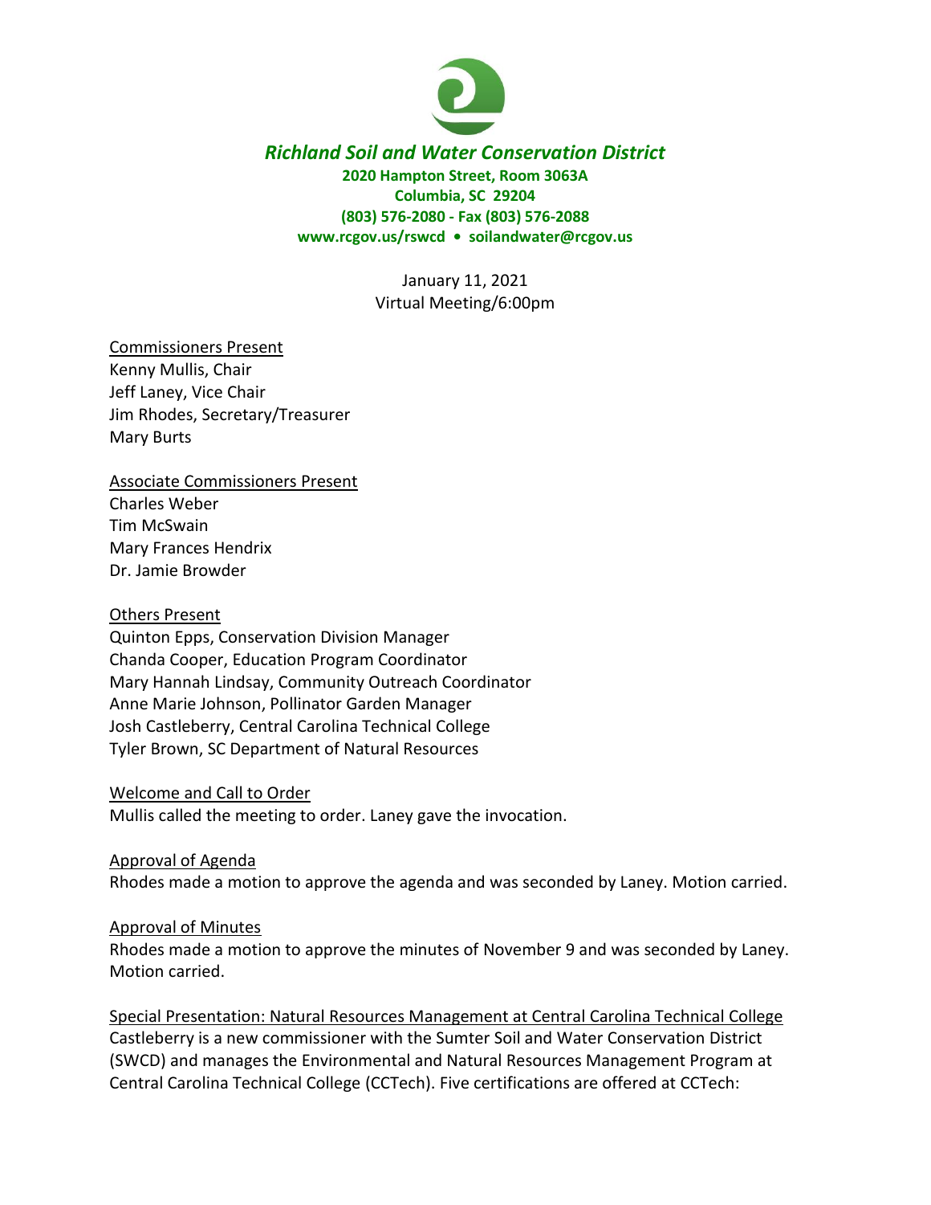# *Richland Soil and Water Conservation District*

**2020 Hampton Street, Room 3063A**
**Columbia, SC 29204**
**(803) 576-2080 - Fax (803) 576-2088**
**www.rcgov.us/rswcd • soilandwater@rcgov.us**

January 11, 2021
Virtual Meeting/6:00pm

Commissioners Present
Kenny Mullis, Chair
Jeff Laney, Vice Chair
Jim Rhodes, Secretary/Treasurer
Mary Burts

Associate Commissioners Present
Charles Weber
Tim McSwain
Mary Frances Hendrix
Dr. Jamie Browder

Others Present
Quinton Epps, Conservation Division Manager
Chanda Cooper, Education Program Coordinator
Mary Hannah Lindsay, Community Outreach Coordinator
Anne Marie Johnson, Pollinator Garden Manager
Josh Castleberry, Central Carolina Technical College
Tyler Brown, SC Department of Natural Resources

Welcome and Call to Order
Mullis called the meeting to order. Laney gave the invocation.

Approval of Agenda
Rhodes made a motion to approve the agenda and was seconded by Laney. Motion carried.

Approval of Minutes
Rhodes made a motion to approve the minutes of November 9 and was seconded by Laney. Motion carried.

Special Presentation: Natural Resources Management at Central Carolina Technical College
Castleberry is a new commissioner with the Sumter Soil and Water Conservation District (SWCD) and manages the Environmental and Natural Resources Management Program at Central Carolina Technical College (CCTech). Five certifications are offered at CCTech: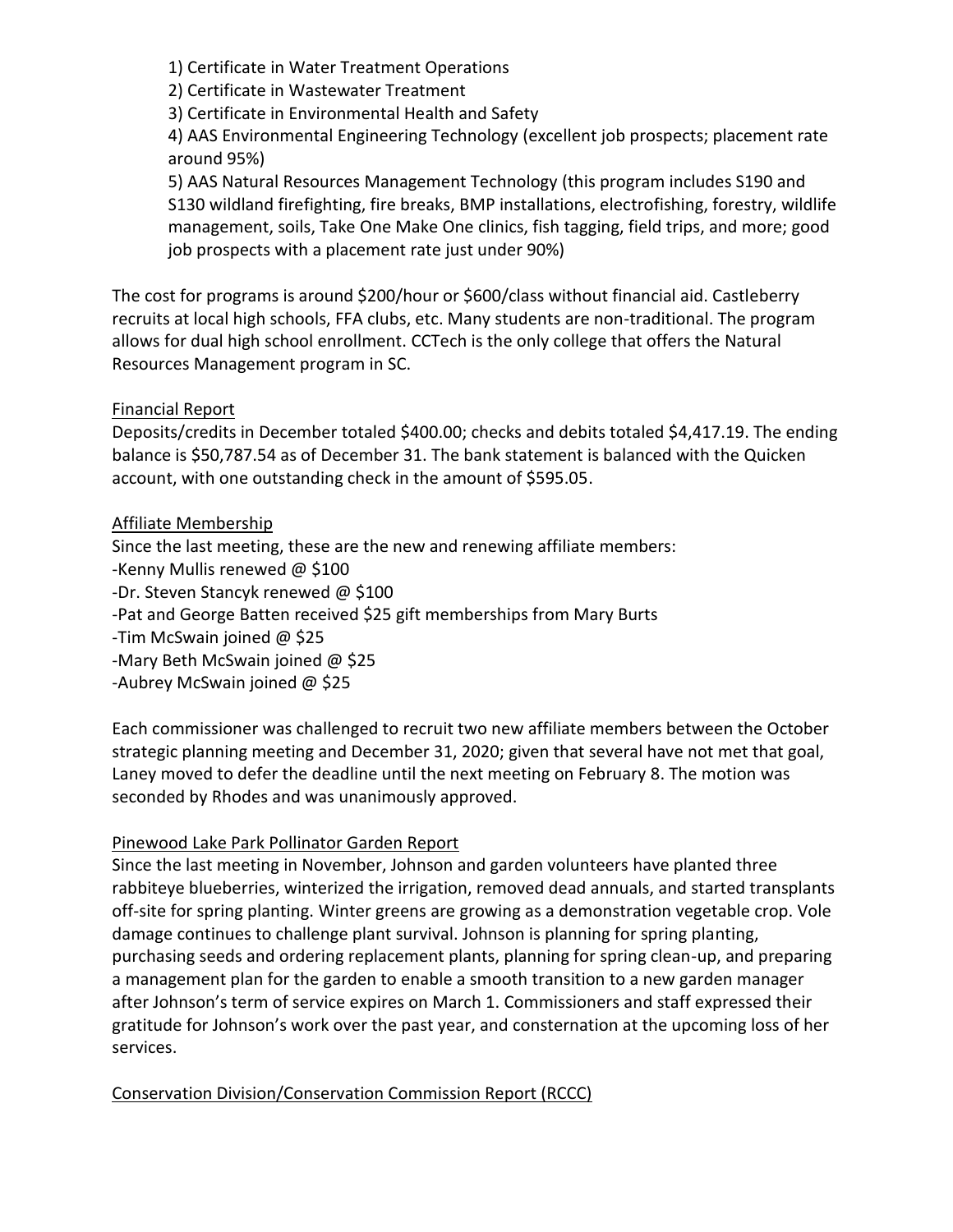1) Certificate in Water Treatment Operations
2) Certificate in Wastewater Treatment
3) Certificate in Environmental Health and Safety
4) AAS Environmental Engineering Technology (excellent job prospects; placement rate around 95%)
5) AAS Natural Resources Management Technology (this program includes S190 and S130 wildland firefighting, fire breaks, BMP installations, electrofishing, forestry, wildlife management, soils, Take One Make One clinics, fish tagging, field trips, and more; good job prospects with a placement rate just under 90%)

The cost for programs is around $200/hour or $600/class without financial aid. Castleberry recruits at local high schools, FFA clubs, etc. Many students are non-traditional. The program allows for dual high school enrollment. CCTech is the only college that offers the Natural Resources Management program in SC.

<u>Financial Report</u>

Deposits/credits in December totaled $400.00; checks and debits totaled $4,417.19. The ending balance is $50,787.54 as of December 31. The bank statement is balanced with the Quicken account, with one outstanding check in the amount of $595.05.

<u>Affiliate Membership</u>

Since the last meeting, these are the new and renewing affiliate members:
- Kenny Mullis renewed @ $100
- Dr. Steven Stancyk renewed @ $100
- Pat and George Batten received $25 gift memberships from Mary Burts
- Tim McSwain joined @ $25
- Mary Beth McSwain joined @ $25
- Aubrey McSwain joined @ $25

Each commissioner was challenged to recruit two new affiliate members between the October strategic planning meeting and December 31, 2020; given that several have not met that goal, Laney moved to defer the deadline until the next meeting on February 8. The motion was seconded by Rhodes and was unanimously approved.

<u>Pinewood Lake Park Pollinator Garden Report</u>

Since the last meeting in November, Johnson and garden volunteers have planted three rabbiteye blueberries, winterized the irrigation, removed dead annuals, and started transplants off-site for spring planting. Winter greens are growing as a demonstration vegetable crop. Vole damage continues to challenge plant survival. Johnson is planning for spring planting, purchasing seeds and ordering replacement plants, planning for spring clean-up, and preparing a management plan for the garden to enable a smooth transition to a new garden manager after Johnson's term of service expires on March 1. Commissioners and staff expressed their gratitude for Johnson's work over the past year, and consternation at the upcoming loss of her services.

<u>Conservation Division/Conservation Commission Report (RCCC)</u>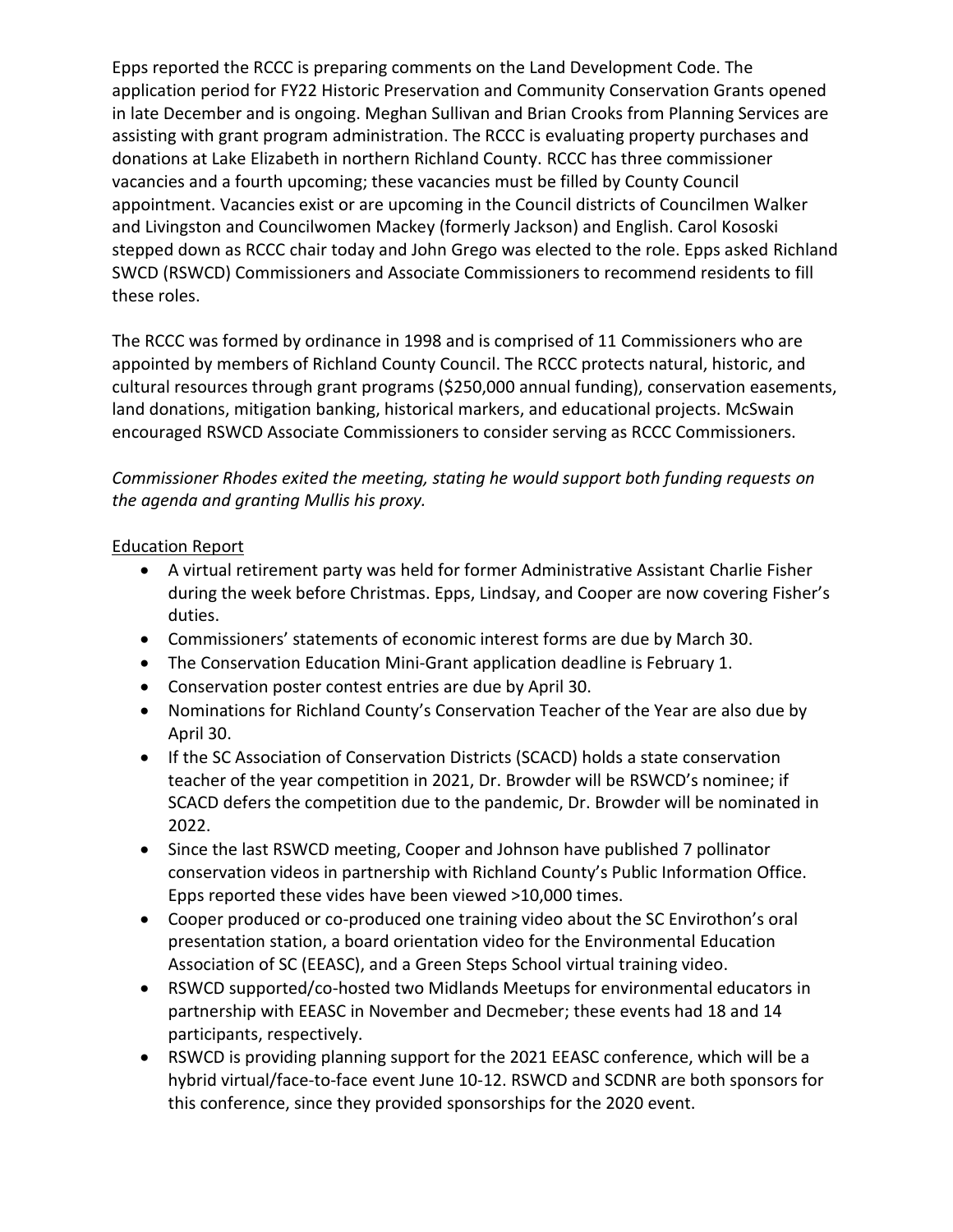Epps reported the RCCC is preparing comments on the Land Development Code. The application period for FY22 Historic Preservation and Community Conservation Grants opened in late December and is ongoing. Meghan Sullivan and Brian Crooks from Planning Services are assisting with grant program administration. The RCCC is evaluating property purchases and donations at Lake Elizabeth in northern Richland County. RCCC has three commissioner vacancies and a fourth upcoming; these vacancies must be filled by County Council appointment. Vacancies exist or are upcoming in the Council districts of Councilmen Walker and Livingston and Councilwomen Mackey (formerly Jackson) and English. Carol Kososki stepped down as RCCC chair today and John Grego was elected to the role. Epps asked Richland SWCD (RSWCD) Commissioners and Associate Commissioners to recommend residents to fill these roles.

The RCCC was formed by ordinance in 1998 and is comprised of 11 Commissioners who are appointed by members of Richland County Council. The RCCC protects natural, historic, and cultural resources through grant programs ($250,000 annual funding), conservation easements, land donations, mitigation banking, historical markers, and educational projects. McSwain encouraged RSWCD Associate Commissioners to consider serving as RCCC Commissioners.

*Commissioner Rhodes exited the meeting, stating he would support both funding requests on the agenda and granting Mullis his proxy.*

<u>Education Report</u>

- A virtual retirement party was held for former Administrative Assistant Charlie Fisher during the week before Christmas. Epps, Lindsay, and Cooper are now covering Fisher's duties.
- Commissioners' statements of economic interest forms are due by March 30.
- The Conservation Education Mini-Grant application deadline is February 1.
- Conservation poster contest entries are due by April 30.
- Nominations for Richland County's Conservation Teacher of the Year are also due by April 30.
- If the SC Association of Conservation Districts (SCACD) holds a state conservation teacher of the year competition in 2021, Dr. Browder will be RSWCD's nominee; if SCACD defers the competition due to the pandemic, Dr. Browder will be nominated in 2022.
- Since the last RSWCD meeting, Cooper and Johnson have published 7 pollinator conservation videos in partnership with Richland County's Public Information Office. Epps reported these vides have been viewed >10,000 times.
- Cooper produced or co-produced one training video about the SC Envirothon's oral presentation station, a board orientation video for the Environmental Education Association of SC (EEASC), and a Green Steps School virtual training video.
- RSWCD supported/co-hosted two Midlands Meetups for environmental educators in partnership with EEASC in November and Decmeber; these events had 18 and 14 participants, respectively.
- RSWCD is providing planning support for the 2021 EEASC conference, which will be a hybrid virtual/face-to-face event June 10-12. RSWCD and SCDNR are both sponsors for this conference, since they provided sponsorships for the 2020 event.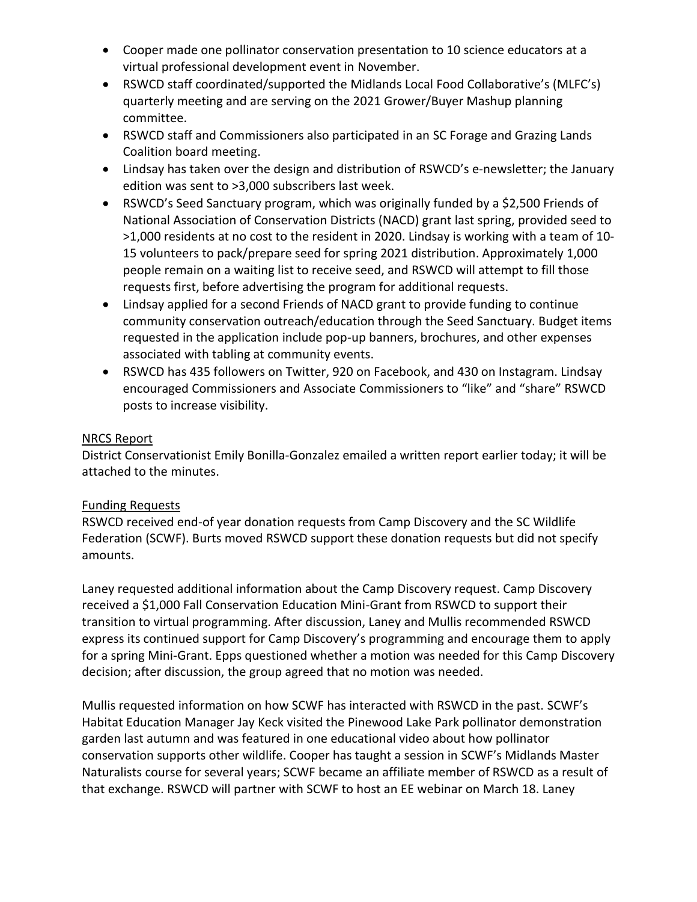- Cooper made one pollinator conservation presentation to 10 science educators at a virtual professional development event in November.
- RSWCD staff coordinated/supported the Midlands Local Food Collaborative's (MLFC's) quarterly meeting and are serving on the 2021 Grower/Buyer Mashup planning committee.
- RSWCD staff and Commissioners also participated in an SC Forage and Grazing Lands Coalition board meeting.
- Lindsay has taken over the design and distribution of RSWCD's e-newsletter; the January edition was sent to >3,000 subscribers last week.
- RSWCD's Seed Sanctuary program, which was originally funded by a $2,500 Friends of National Association of Conservation Districts (NACD) grant last spring, provided seed to >1,000 residents at no cost to the resident in 2020. Lindsay is working with a team of 10-15 volunteers to pack/prepare seed for spring 2021 distribution. Approximately 1,000 people remain on a waiting list to receive seed, and RSWCD will attempt to fill those requests first, before advertising the program for additional requests.
- Lindsay applied for a second Friends of NACD grant to provide funding to continue community conservation outreach/education through the Seed Sanctuary. Budget items requested in the application include pop-up banners, brochures, and other expenses associated with tabling at community events.
- RSWCD has 435 followers on Twitter, 920 on Facebook, and 430 on Instagram. Lindsay encouraged Commissioners and Associate Commissioners to "like" and "share" RSWCD posts to increase visibility.

<u>NRCS Report</u>

District Conservationist Emily Bonilla-Gonzalez emailed a written report earlier today; it will be attached to the minutes.

<u>Funding Requests</u>

RSWCD received end-of year donation requests from Camp Discovery and the SC Wildlife Federation (SCWF). Burts moved RSWCD support these donation requests but did not specify amounts.

Laney requested additional information about the Camp Discovery request. Camp Discovery received a $1,000 Fall Conservation Education Mini-Grant from RSWCD to support their transition to virtual programming. After discussion, Laney and Mullis recommended RSWCD express its continued support for Camp Discovery's programming and encourage them to apply for a spring Mini-Grant. Epps questioned whether a motion was needed for this Camp Discovery decision; after discussion, the group agreed that no motion was needed.

Mullis requested information on how SCWF has interacted with RSWCD in the past. SCWF's Habitat Education Manager Jay Keck visited the Pinewood Lake Park pollinator demonstration garden last autumn and was featured in one educational video about how pollinator conservation supports other wildlife. Cooper has taught a session in SCWF's Midlands Master Naturalists course for several years; SCWF became an affiliate member of RSWCD as a result of that exchange. RSWCD will partner with SCWF to host an EE webinar on March 18. Laney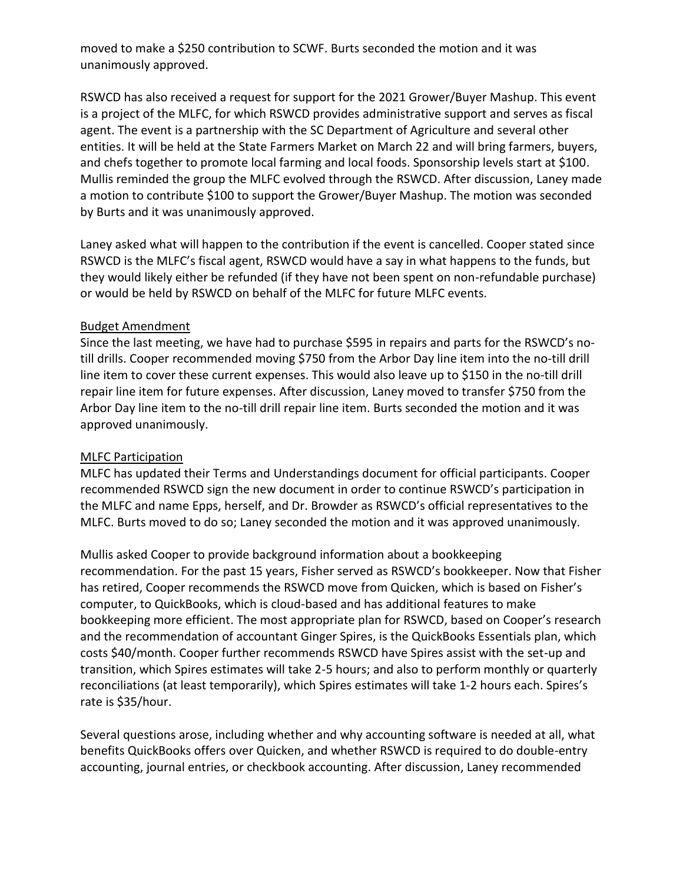moved to make a $250 contribution to SCWF. Burts seconded the motion and it was unanimously approved.

RSWCD has also received a request for support for the 2021 Grower/Buyer Mashup. This event is a project of the MLFC, for which RSWCD provides administrative support and serves as fiscal agent. The event is a partnership with the SC Department of Agriculture and several other entities. It will be held at the State Farmers Market on March 22 and will bring farmers, buyers, and chefs together to promote local farming and local foods. Sponsorship levels start at $100. Mullis reminded the group the MLFC evolved through the RSWCD. After discussion, Laney made a motion to contribute $100 to support the Grower/Buyer Mashup. The motion was seconded by Burts and it was unanimously approved.

Laney asked what will happen to the contribution if the event is cancelled. Cooper stated since RSWCD is the MLFC's fiscal agent, RSWCD would have a say in what happens to the funds, but they would likely either be refunded (if they have not been spent on non-refundable purchase) or would be held by RSWCD on behalf of the MLFC for future MLFC events.

<u>Budget Amendment</u>

Since the last meeting, we have had to purchase $595 in repairs and parts for the RSWCD's no-till drills. Cooper recommended moving $750 from the Arbor Day line item into the no-till drill line item to cover these current expenses. This would also leave up to $150 in the no-till drill repair line item for future expenses. After discussion, Laney moved to transfer $750 from the Arbor Day line item to the no-till drill repair line item. Burts seconded the motion and it was approved unanimously.

<u>MLFC Participation</u>

MLFC has updated their Terms and Understandings document for official participants. Cooper recommended RSWCD sign the new document in order to continue RSWCD's participation in the MLFC and name Epps, herself, and Dr. Browder as RSWCD's official representatives to the MLFC. Burts moved to do so; Laney seconded the motion and it was approved unanimously.

Mullis asked Cooper to provide background information about a bookkeeping recommendation. For the past 15 years, Fisher served as RSWCD's bookkeeper. Now that Fisher has retired, Cooper recommends the RSWCD move from Quicken, which is based on Fisher's computer, to QuickBooks, which is cloud-based and has additional features to make bookkeeping more efficient. The most appropriate plan for RSWCD, based on Cooper's research and the recommendation of accountant Ginger Spires, is the QuickBooks Essentials plan, which costs $40/month. Cooper further recommends RSWCD have Spires assist with the set-up and transition, which Spires estimates will take 2-5 hours; and also to perform monthly or quarterly reconciliations (at least temporarily), which Spires estimates will take 1-2 hours each. Spires's rate is $35/hour.

Several questions arose, including whether and why accounting software is needed at all, what benefits QuickBooks offers over Quicken, and whether RSWCD is required to do double-entry accounting, journal entries, or checkbook accounting. After discussion, Laney recommended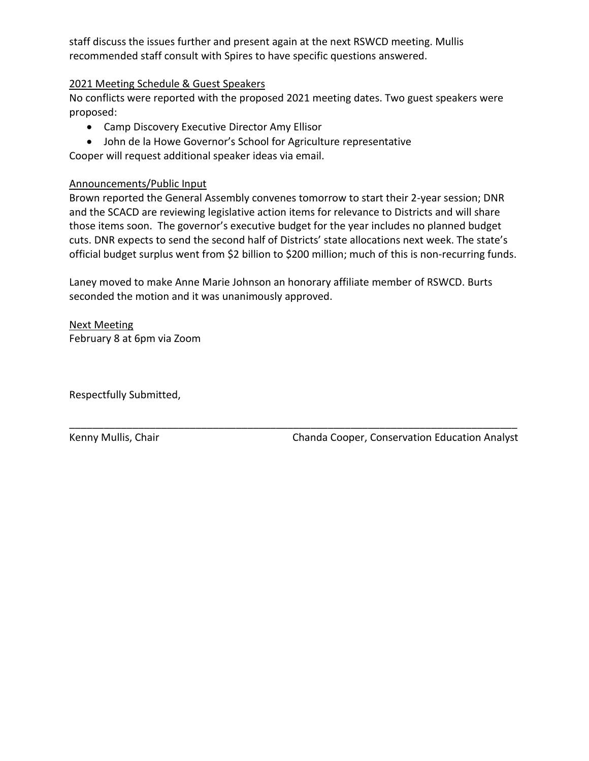staff discuss the issues further and present again at the next RSWCD meeting. Mullis recommended staff consult with Spires to have specific questions answered.

<u>2021 Meeting Schedule & Guest Speakers</u>

No conflicts were reported with the proposed 2021 meeting dates. Two guest speakers were proposed:

- Camp Discovery Executive Director Amy Ellisor
- John de la Howe Governor's School for Agriculture representative

Cooper will request additional speaker ideas via email.

<u>Announcements/Public Input</u>

Brown reported the General Assembly convenes tomorrow to start their 2-year session; DNR and the SCACD are reviewing legislative action items for relevance to Districts and will share those items soon. The governor's executive budget for the year includes no planned budget cuts. DNR expects to send the second half of Districts' state allocations next week. The state's official budget surplus went from $2 billion to $200 million; much of this is non-recurring funds.

Laney moved to make Anne Marie Johnson an honorary affiliate member of RSWCD. Burts seconded the motion and it was unanimously approved.

<u>Next Meeting</u>

February 8 at 6pm via Zoom

Respectfully Submitted,

\_\_\_\_\_\_\_\_\_\_\_\_\_\_\_\_\_\_\_\_\_\_\_\_\_\_\_\_\_\_\_\_\_\_\_\_\_\_\_\_\_\_\_\_\_\_\_\_\_\_\_\_\_\_\_\_\_\_\_\_\_\_\_\_\_\_\_\_\_\_\_\_

Kenny Mullis, Chair                    Chanda Cooper, Conservation Education Analyst